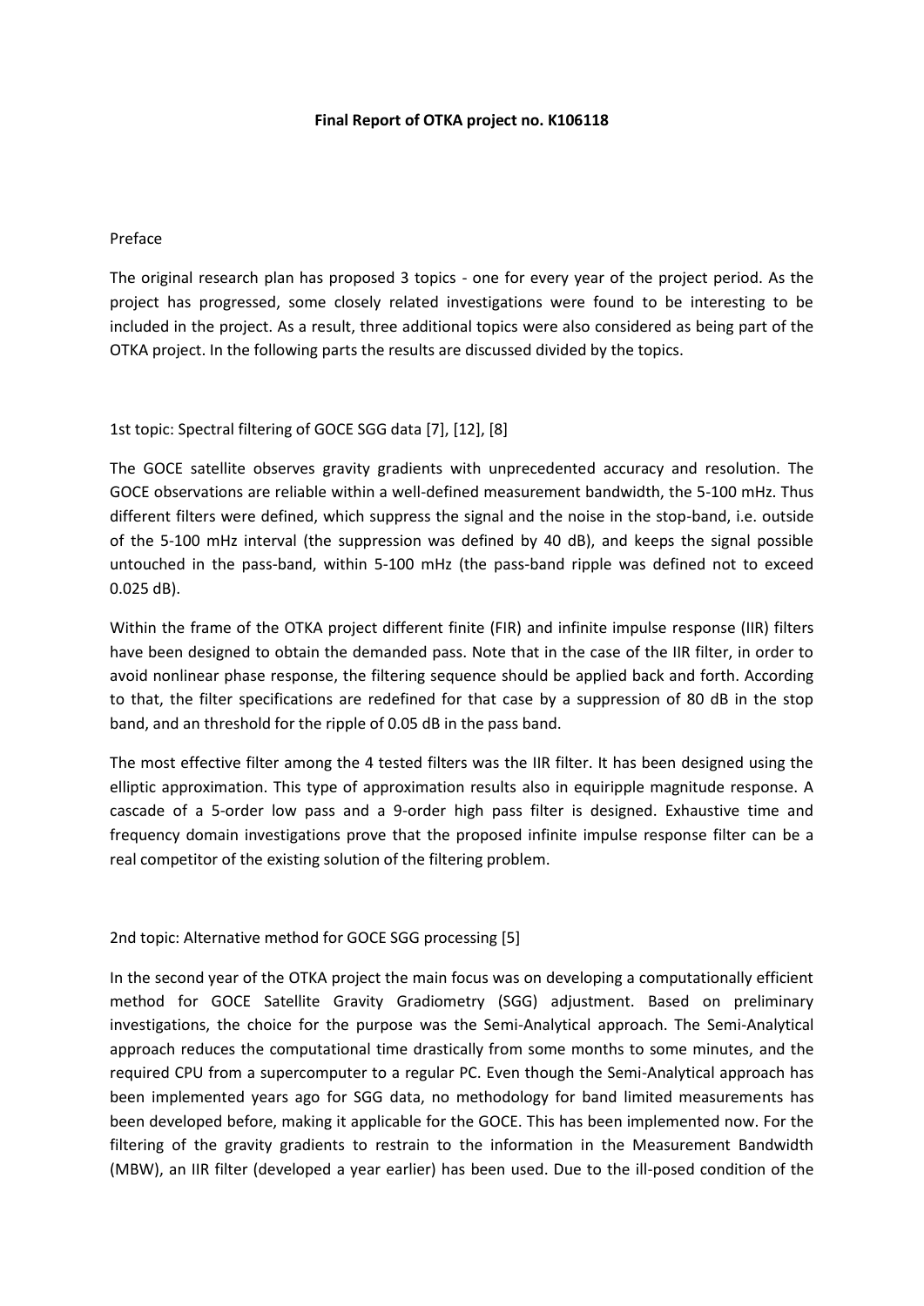**Final Report of OTKA project no. K106118**

Preface

The original research plan has proposed 3 topics - one for every year of the project period. As the project has progressed, some closely related investigations were found to be interesting to be included in the project. As a result, three additional topics were also considered as being part of the OTKA project. In the following parts the results are discussed divided by the topics.

1st topic: Spectral filtering of GOCE SGG data [7], [12], [8]

The GOCE satellite observes gravity gradients with unprecedented accuracy and resolution. The GOCE observations are reliable within a well-defined measurement bandwidth, the 5-100 mHz. Thus different filters were defined, which suppress the signal and the noise in the stop-band, i.e. outside of the 5-100 mHz interval (the suppression was defined by 40 dB), and keeps the signal possible untouched in the pass-band, within 5-100 mHz (the pass-band ripple was defined not to exceed 0.025 dB).

Within the frame of the OTKA project different finite (FIR) and infinite impulse response (IIR) filters have been designed to obtain the demanded pass. Note that in the case of the IIR filter, in order to avoid nonlinear phase response, the filtering sequence should be applied back and forth. According to that, the filter specifications are redefined for that case by a suppression of 80 dB in the stop band, and an threshold for the ripple of 0.05 dB in the pass band.

The most effective filter among the 4 tested filters was the IIR filter. It has been designed using the elliptic approximation. This type of approximation results also in equiripple magnitude response. A cascade of a 5-order low pass and a 9-order high pass filter is designed. Exhaustive time and frequency domain investigations prove that the proposed infinite impulse response filter can be a real competitor of the existing solution of the filtering problem.

2nd topic: Alternative method for GOCE SGG processing [5]

In the second year of the OTKA project the main focus was on developing a computationally efficient method for GOCE Satellite Gravity Gradiometry (SGG) adjustment. Based on preliminary investigations, the choice for the purpose was the Semi-Analytical approach. The Semi-Analytical approach reduces the computational time drastically from some months to some minutes, and the required CPU from a supercomputer to a regular PC. Even though the Semi-Analytical approach has been implemented years ago for SGG data, no methodology for band limited measurements has been developed before, making it applicable for the GOCE. This has been implemented now. For the filtering of the gravity gradients to restrain to the information in the Measurement Bandwidth (MBW), an IIR filter (developed a year earlier) has been used. Due to the ill-posed condition of the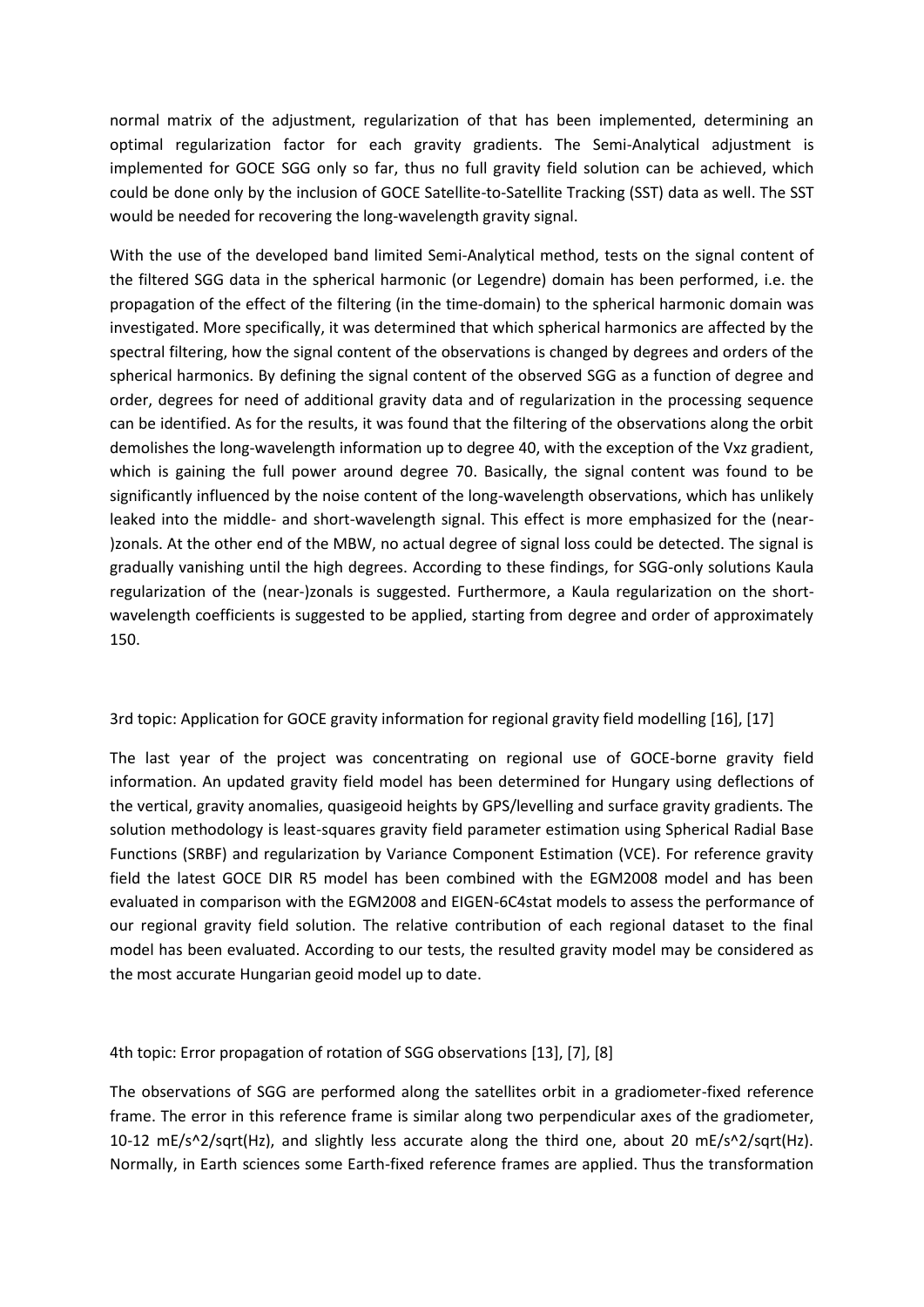normal matrix of the adjustment, regularization of that has been implemented, determining an optimal regularization factor for each gravity gradients. The Semi-Analytical adjustment is implemented for GOCE SGG only so far, thus no full gravity field solution can be achieved, which could be done only by the inclusion of GOCE Satellite-to-Satellite Tracking (SST) data as well. The SST would be needed for recovering the long-wavelength gravity signal.

With the use of the developed band limited Semi-Analytical method, tests on the signal content of the filtered SGG data in the spherical harmonic (or Legendre) domain has been performed, i.e. the propagation of the effect of the filtering (in the time-domain) to the spherical harmonic domain was investigated. More specifically, it was determined that which spherical harmonics are affected by the spectral filtering, how the signal content of the observations is changed by degrees and orders of the spherical harmonics. By defining the signal content of the observed SGG as a function of degree and order, degrees for need of additional gravity data and of regularization in the processing sequence can be identified. As for the results, it was found that the filtering of the observations along the orbit demolishes the long-wavelength information up to degree 40, with the exception of the Vxz gradient, which is gaining the full power around degree 70. Basically, the signal content was found to be significantly influenced by the noise content of the long-wavelength observations, which has unlikely leaked into the middle- and short-wavelength signal. This effect is more emphasized for the (near-)zonals. At the other end of the MBW, no actual degree of signal loss could be detected. The signal is gradually vanishing until the high degrees. According to these findings, for SGG-only solutions Kaula regularization of the (near-)zonals is suggested. Furthermore, a Kaula regularization on the short-wavelength coefficients is suggested to be applied, starting from degree and order of approximately 150.

3rd topic: Application for GOCE gravity information for regional gravity field modelling [16], [17]

The last year of the project was concentrating on regional use of GOCE-borne gravity field information. An updated gravity field model has been determined for Hungary using deflections of the vertical, gravity anomalies, quasigeoid heights by GPS/levelling and surface gravity gradients. The solution methodology is least-squares gravity field parameter estimation using Spherical Radial Base Functions (SRBF) and regularization by Variance Component Estimation (VCE). For reference gravity field the latest GOCE DIR R5 model has been combined with the EGM2008 model and has been evaluated in comparison with the EGM2008 and EIGEN-6C4stat models to assess the performance of our regional gravity field solution. The relative contribution of each regional dataset to the final model has been evaluated. According to our tests, the resulted gravity model may be considered as the most accurate Hungarian geoid model up to date.

4th topic: Error propagation of rotation of SGG observations [13], [7], [8]

The observations of SGG are performed along the satellites orbit in a gradiometer-fixed reference frame. The error in this reference frame is similar along two perpendicular axes of the gradiometer, 10-12 mE/s^2/sqrt(Hz), and slightly less accurate along the third one, about 20 mE/s^2/sqrt(Hz). Normally, in Earth sciences some Earth-fixed reference frames are applied. Thus the transformation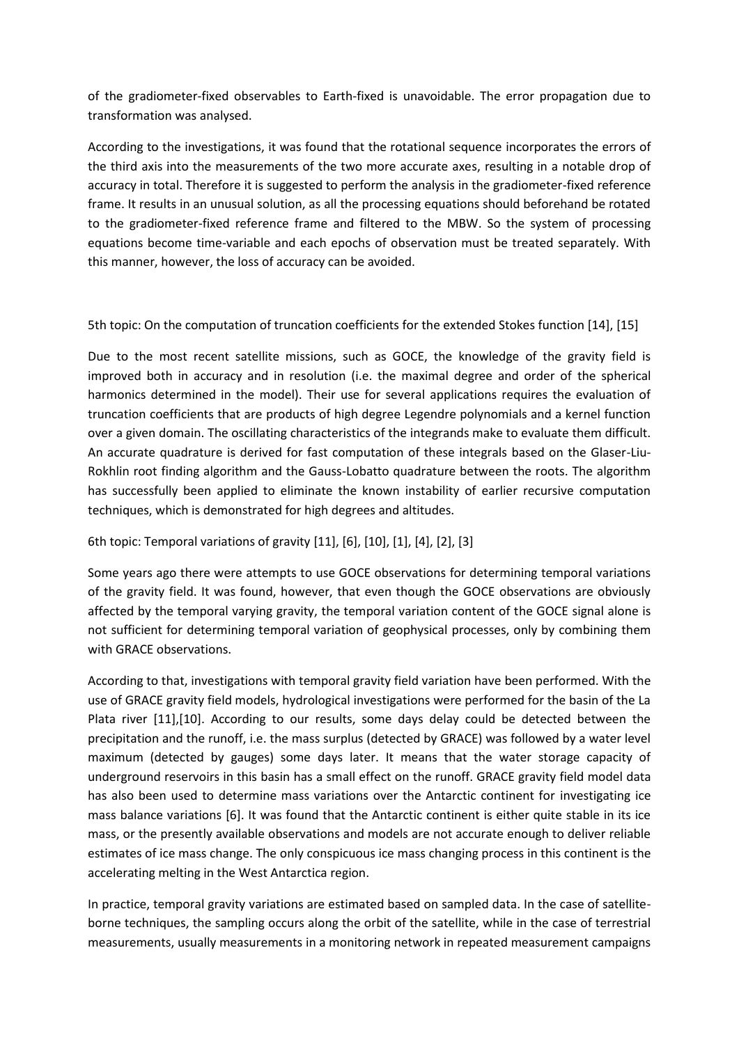of the gradiometer-fixed observables to Earth-fixed is unavoidable. The error propagation due to transformation was analysed.

According to the investigations, it was found that the rotational sequence incorporates the errors of the third axis into the measurements of the two more accurate axes, resulting in a notable drop of accuracy in total. Therefore it is suggested to perform the analysis in the gradiometer-fixed reference frame. It results in an unusual solution, as all the processing equations should beforehand be rotated to the gradiometer-fixed reference frame and filtered to the MBW. So the system of processing equations become time-variable and each epochs of observation must be treated separately. With this manner, however, the loss of accuracy can be avoided.

5th topic: On the computation of truncation coefficients for the extended Stokes function [14], [15]

Due to the most recent satellite missions, such as GOCE, the knowledge of the gravity field is improved both in accuracy and in resolution (i.e. the maximal degree and order of the spherical harmonics determined in the model). Their use for several applications requires the evaluation of truncation coefficients that are products of high degree Legendre polynomials and a kernel function over a given domain. The oscillating characteristics of the integrands make to evaluate them difficult. An accurate quadrature is derived for fast computation of these integrals based on the Glaser-Liu-Rokhlin root finding algorithm and the Gauss-Lobatto quadrature between the roots. The algorithm has successfully been applied to eliminate the known instability of earlier recursive computation techniques, which is demonstrated for high degrees and altitudes.

6th topic: Temporal variations of gravity [11], [6], [10], [1], [4], [2], [3]

Some years ago there were attempts to use GOCE observations for determining temporal variations of the gravity field. It was found, however, that even though the GOCE observations are obviously affected by the temporal varying gravity, the temporal variation content of the GOCE signal alone is not sufficient for determining temporal variation of geophysical processes, only by combining them with GRACE observations.

According to that, investigations with temporal gravity field variation have been performed. With the use of GRACE gravity field models, hydrological investigations were performed for the basin of the La Plata river [11],[10]. According to our results, some days delay could be detected between the precipitation and the runoff, i.e. the mass surplus (detected by GRACE) was followed by a water level maximum (detected by gauges) some days later. It means that the water storage capacity of underground reservoirs in this basin has a small effect on the runoff. GRACE gravity field model data has also been used to determine mass variations over the Antarctic continent for investigating ice mass balance variations [6]. It was found that the Antarctic continent is either quite stable in its ice mass, or the presently available observations and models are not accurate enough to deliver reliable estimates of ice mass change. The only conspicuous ice mass changing process in this continent is the accelerating melting in the West Antarctica region.

In practice, temporal gravity variations are estimated based on sampled data. In the case of satellite-borne techniques, the sampling occurs along the orbit of the satellite, while in the case of terrestrial measurements, usually measurements in a monitoring network in repeated measurement campaigns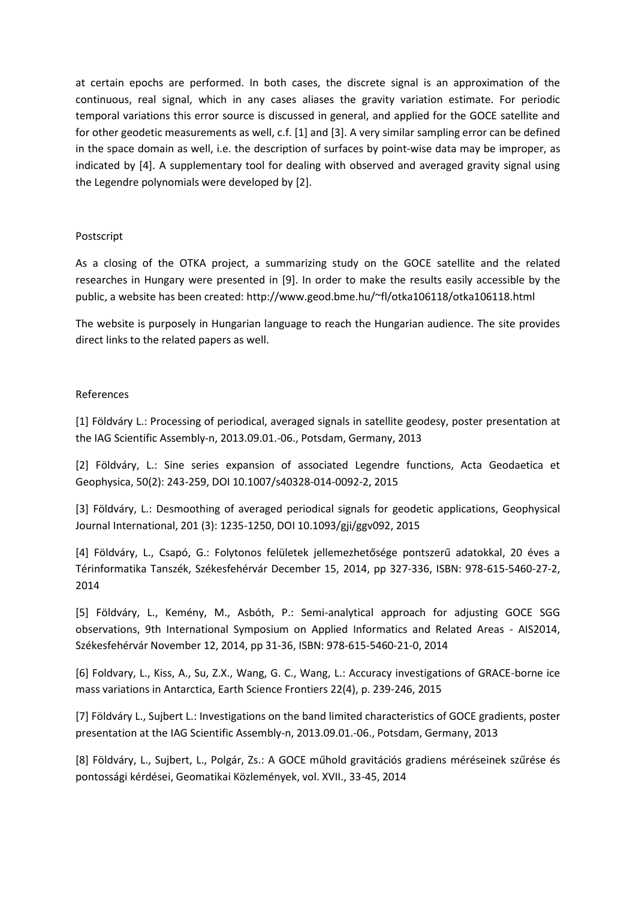at certain epochs are performed. In both cases, the discrete signal is an approximation of the continuous, real signal, which in any cases aliases the gravity variation estimate. For periodic temporal variations this error source is discussed in general, and applied for the GOCE satellite and for other geodetic measurements as well, c.f. [1] and [3]. A very similar sampling error can be defined in the space domain as well, i.e. the description of surfaces by point-wise data may be improper, as indicated by [4]. A supplementary tool for dealing with observed and averaged gravity signal using the Legendre polynomials were developed by [2].

## Postscript

As a closing of the OTKA project, a summarizing study on the GOCE satellite and the related researches in Hungary were presented in [9]. In order to make the results easily accessible by the public, a website has been created: http://www.geod.bme.hu/~fl/otka106118/otka106118.html

The website is purposely in Hungarian language to reach the Hungarian audience. The site provides direct links to the related papers as well.

## References

[1] Földváry L.: Processing of periodical, averaged signals in satellite geodesy, poster presentation at the IAG Scientific Assembly-n, 2013.09.01.-06., Potsdam, Germany, 2013

[2] Földváry, L.: Sine series expansion of associated Legendre functions, Acta Geodaetica et Geophysica, 50(2): 243-259, DOI 10.1007/s40328-014-0092-2, 2015

[3] Földváry, L.: Desmoothing of averaged periodical signals for geodetic applications, Geophysical Journal International, 201 (3): 1235-1250, DOI 10.1093/gji/ggv092, 2015

[4] Földváry, L., Csapó, G.: Folytonos felületek jellemezhetősége pontszerű adatokkal, 20 éves a Térinformatika Tanszék, Székesfehérvár December 15, 2014, pp 327-336, ISBN: 978-615-5460-27-2, 2014

[5] Földváry, L., Kemény, M., Asbóth, P.: Semi-analytical approach for adjusting GOCE SGG observations, 9th International Symposium on Applied Informatics and Related Areas - AIS2014, Székesfehérvár November 12, 2014, pp 31-36, ISBN: 978-615-5460-21-0, 2014

[6] Foldvary, L., Kiss, A., Su, Z.X., Wang, G. C., Wang, L.: Accuracy investigations of GRACE-borne ice mass variations in Antarctica, Earth Science Frontiers 22(4), p. 239-246, 2015

[7] Földváry L., Sujbert L.: Investigations on the band limited characteristics of GOCE gradients, poster presentation at the IAG Scientific Assembly-n, 2013.09.01.-06., Potsdam, Germany, 2013

[8] Földváry, L., Sujbert, L., Polgár, Zs.: A GOCE műhold gravitációs gradiens méréseinek szűrése és pontossági kérdései, Geomatikai Közlemények, vol. XVII., 33-45, 2014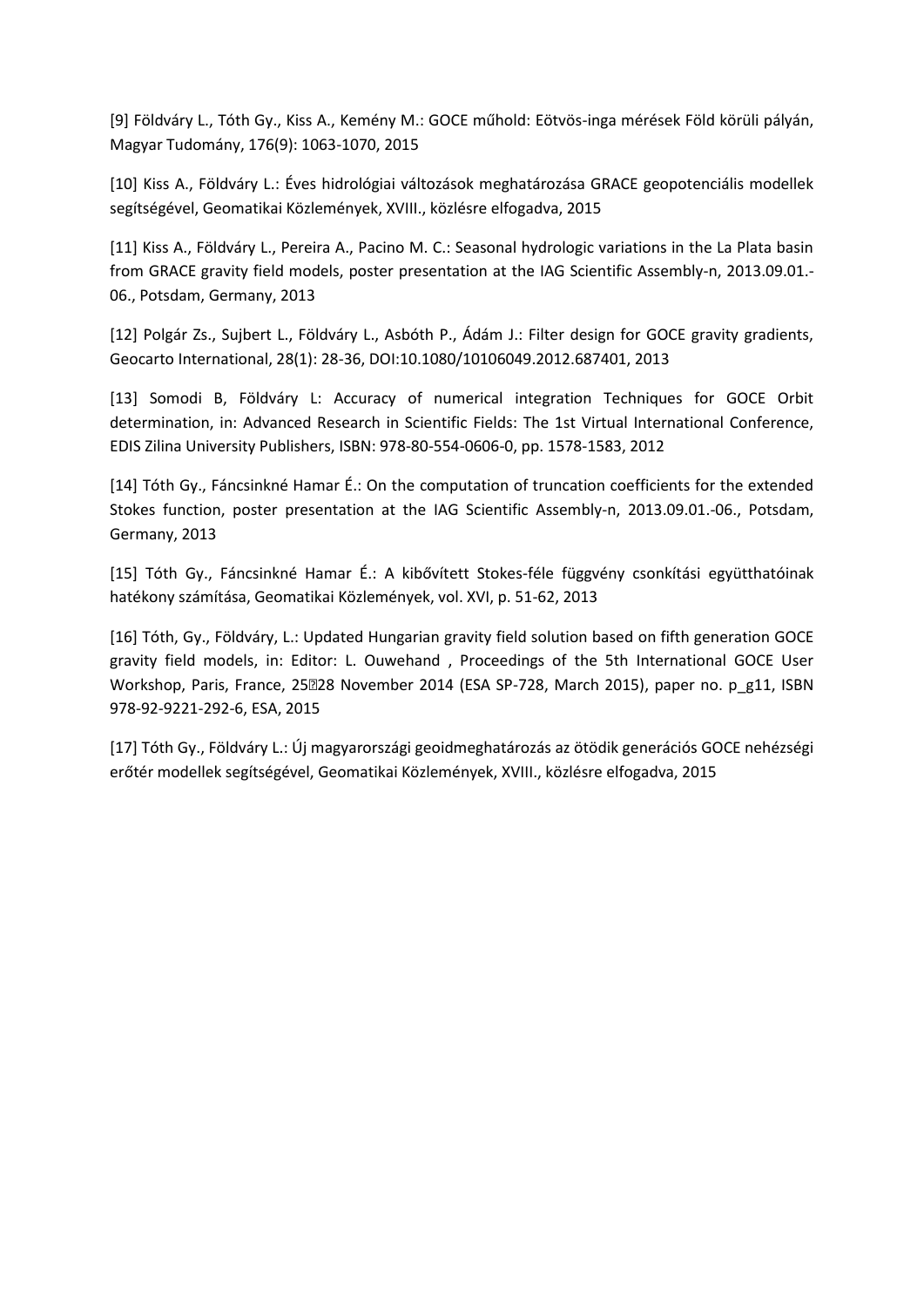[9] Földváry L., Tóth Gy., Kiss A., Kemény M.: GOCE műhold: Eötvös-inga mérések Föld körüli pályán, Magyar Tudomány, 176(9): 1063-1070, 2015

[10] Kiss A., Földváry L.: Éves hidrológiai változások meghatározása GRACE geopotenciális modellek segítségével, Geomatikai Közlemények, XVIII., közlésre elfogadva, 2015

[11] Kiss A., Földváry L., Pereira A., Pacino M. C.: Seasonal hydrologic variations in the La Plata basin from GRACE gravity field models, poster presentation at the IAG Scientific Assembly-n, 2013.09.01.-06., Potsdam, Germany, 2013

[12] Polgár Zs., Sujbert L., Földváry L., Asbóth P., Ádám J.: Filter design for GOCE gravity gradients, Geocarto International, 28(1): 28-36, DOI:10.1080/10106049.2012.687401, 2013

[13] Somodi B, Földváry L: Accuracy of numerical integration Techniques for GOCE Orbit determination, in: Advanced Research in Scientific Fields: The 1st Virtual International Conference, EDIS Zilina University Publishers, ISBN: 978-80-554-0606-0, pp. 1578-1583, 2012

[14] Tóth Gy., Fáncsinkné Hamar É.: On the computation of truncation coefficients for the extended Stokes function, poster presentation at the IAG Scientific Assembly-n, 2013.09.01.-06., Potsdam, Germany, 2013

[15] Tóth Gy., Fáncsinkné Hamar É.: A kibővített Stokes-féle függvény csonkítási együtthatóinak hatékony számítása, Geomatikai Közlemények, vol. XVI, p. 51-62, 2013

[16] Tóth, Gy., Földváry, L.: Updated Hungarian gravity field solution based on fifth generation GOCE gravity field models, in: Editor: L. Ouwehand , Proceedings of the 5th International GOCE User Workshop, Paris, France, 25�28 November 2014 (ESA SP-728, March 2015), paper no. p_g11, ISBN 978-92-9221-292-6, ESA, 2015

[17] Tóth Gy., Földváry L.: Új magyarországi geoidmeghatározás az ötödik generációs GOCE nehézségi erőtér modellek segítségével, Geomatikai Közlemények, XVIII., közlésre elfogadva, 2015